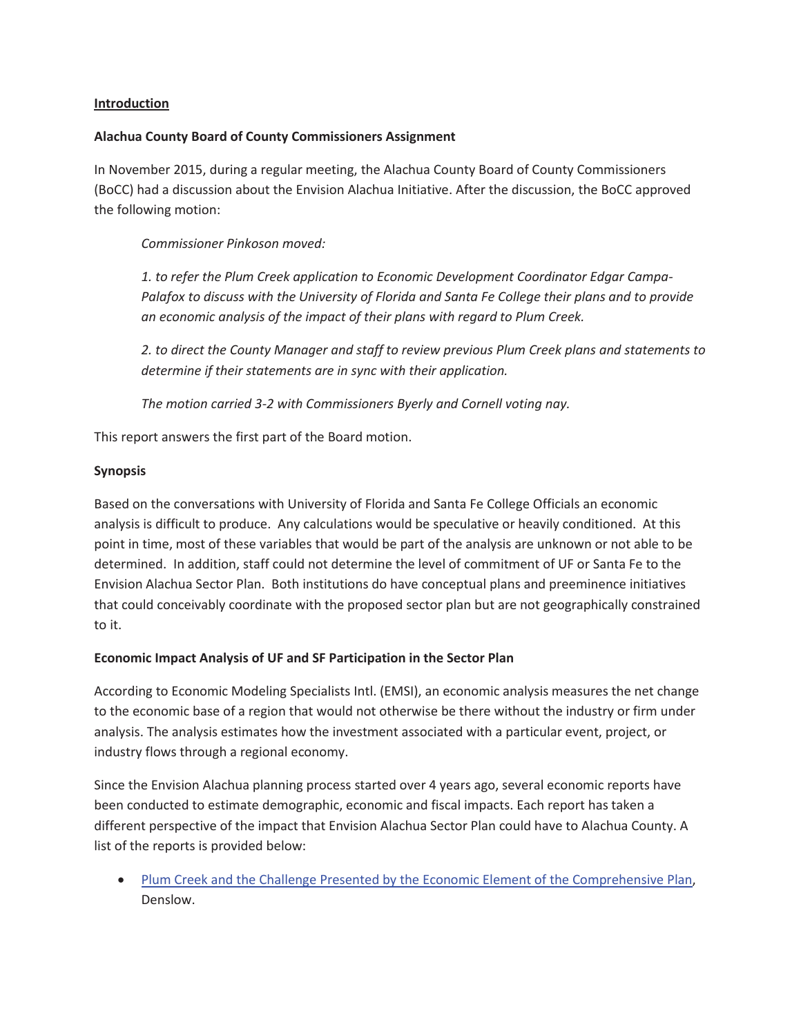**Introduction**

**Alachua County Board of County Commissioners Assignment**

In November 2015, during a regular meeting, the Alachua County Board of County Commissioners (BoCC) had a discussion about the Envision Alachua Initiative. After the discussion, the BoCC approved the following motion:

> *Commissioner Pinkoson moved:*
>
> *1. to refer the Plum Creek application to Economic Development Coordinator Edgar Campa-Palafox to discuss with the University of Florida and Santa Fe College their plans and to provide an economic analysis of the impact of their plans with regard to Plum Creek.*
>
> *2. to direct the County Manager and staff to review previous Plum Creek plans and statements to determine if their statements are in sync with their application.*
>
> *The motion carried 3-2 with Commissioners Byerly and Cornell voting nay.*

This report answers the first part of the Board motion.

**Synopsis**

Based on the conversations with University of Florida and Santa Fe College Officials an economic analysis is difficult to produce. Any calculations would be speculative or heavily conditioned. At this point in time, most of these variables that would be part of the analysis are unknown or not able to be determined. In addition, staff could not determine the level of commitment of UF or Santa Fe to the Envision Alachua Sector Plan. Both institutions do have conceptual plans and preeminence initiatives that could conceivably coordinate with the proposed sector plan but are not geographically constrained to it.

**Economic Impact Analysis of UF and SF Participation in the Sector Plan**

According to Economic Modeling Specialists Intl. (EMSI), an economic analysis measures the net change to the economic base of a region that would not otherwise be there without the industry or firm under analysis. The analysis estimates how the investment associated with a particular event, project, or industry flows through a regional economy.

Since the Envision Alachua planning process started over 4 years ago, several economic reports have been conducted to estimate demographic, economic and fiscal impacts. Each report has taken a different perspective of the impact that Envision Alachua Sector Plan could have to Alachua County. A list of the reports is provided below:

- Plum Creek and the Challenge Presented by the Economic Element of the Comprehensive Plan, Denslow.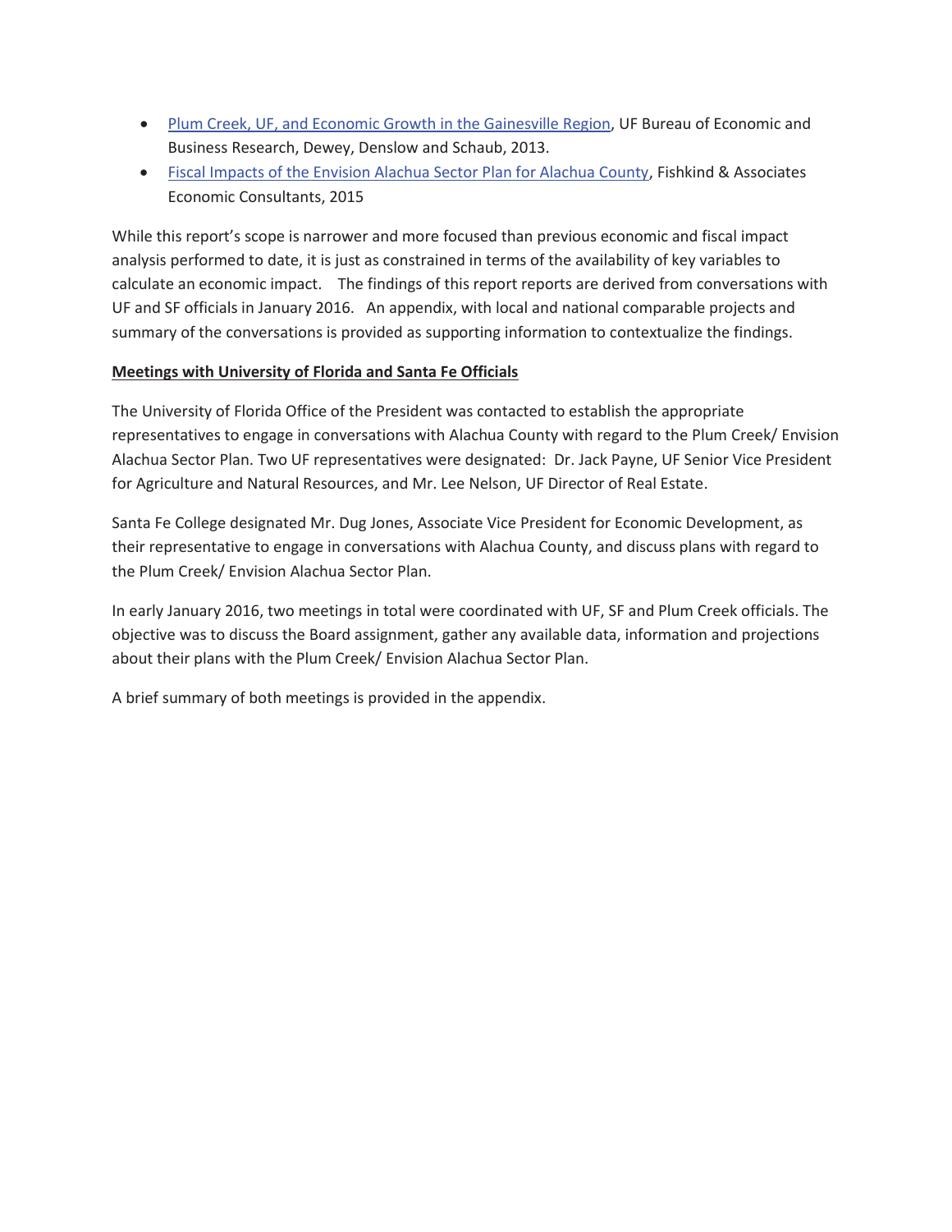- Plum Creek, UF, and Economic Growth in the Gainesville Region, UF Bureau of Economic and Business Research, Dewey, Denslow and Schaub, 2013.
- Fiscal Impacts of the Envision Alachua Sector Plan for Alachua County, Fishkind & Associates Economic Consultants, 2015

While this report's scope is narrower and more focused than previous economic and fiscal impact analysis performed to date, it is just as constrained in terms of the availability of key variables to calculate an economic impact. The findings of this report reports are derived from conversations with UF and SF officials in January 2016. An appendix, with local and national comparable projects and summary of the conversations is provided as supporting information to contextualize the findings.

**Meetings with University of Florida and Santa Fe Officials**

The University of Florida Office of the President was contacted to establish the appropriate representatives to engage in conversations with Alachua County with regard to the Plum Creek/ Envision Alachua Sector Plan. Two UF representatives were designated: Dr. Jack Payne, UF Senior Vice President for Agriculture and Natural Resources, and Mr. Lee Nelson, UF Director of Real Estate.

Santa Fe College designated Mr. Dug Jones, Associate Vice President for Economic Development, as their representative to engage in conversations with Alachua County, and discuss plans with regard to the Plum Creek/ Envision Alachua Sector Plan.

In early January 2016, two meetings in total were coordinated with UF, SF and Plum Creek officials. The objective was to discuss the Board assignment, gather any available data, information and projections about their plans with the Plum Creek/ Envision Alachua Sector Plan.

A brief summary of both meetings is provided in the appendix.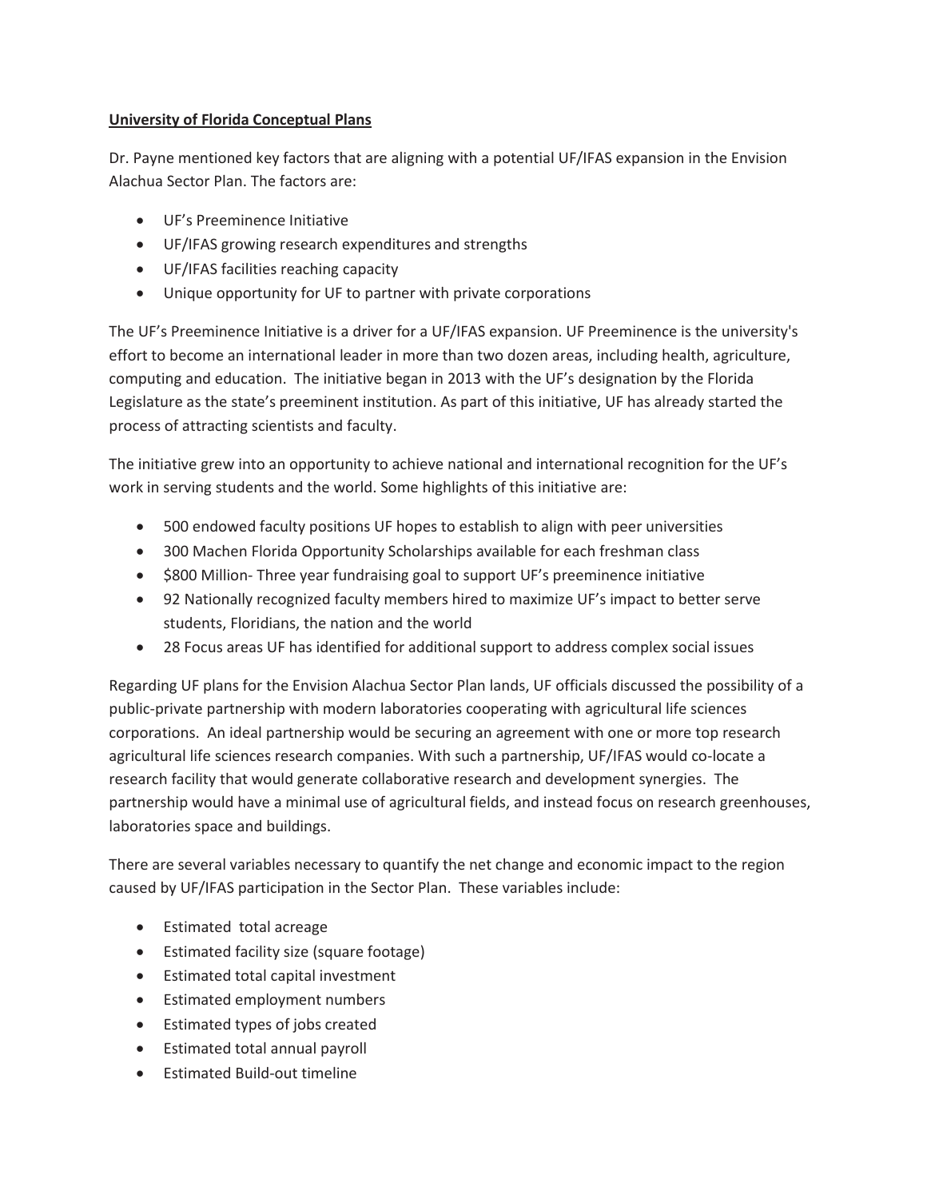**University of Florida Conceptual Plans**

Dr. Payne mentioned key factors that are aligning with a potential UF/IFAS expansion in the Envision Alachua Sector Plan. The factors are:

- UF's Preeminence Initiative
- UF/IFAS growing research expenditures and strengths
- UF/IFAS facilities reaching capacity
- Unique opportunity for UF to partner with private corporations

The UF's Preeminence Initiative is a driver for a UF/IFAS expansion. UF Preeminence is the university's effort to become an international leader in more than two dozen areas, including health, agriculture, computing and education. The initiative began in 2013 with the UF's designation by the Florida Legislature as the state's preeminent institution. As part of this initiative, UF has already started the process of attracting scientists and faculty.

The initiative grew into an opportunity to achieve national and international recognition for the UF's work in serving students and the world. Some highlights of this initiative are:

- 500 endowed faculty positions UF hopes to establish to align with peer universities
- 300 Machen Florida Opportunity Scholarships available for each freshman class
- $800 Million- Three year fundraising goal to support UF's preeminence initiative
- 92 Nationally recognized faculty members hired to maximize UF's impact to better serve students, Floridians, the nation and the world
- 28 Focus areas UF has identified for additional support to address complex social issues

Regarding UF plans for the Envision Alachua Sector Plan lands, UF officials discussed the possibility of a public-private partnership with modern laboratories cooperating with agricultural life sciences corporations. An ideal partnership would be securing an agreement with one or more top research agricultural life sciences research companies. With such a partnership, UF/IFAS would co-locate a research facility that would generate collaborative research and development synergies. The partnership would have a minimal use of agricultural fields, and instead focus on research greenhouses, laboratories space and buildings.

There are several variables necessary to quantify the net change and economic impact to the region caused by UF/IFAS participation in the Sector Plan. These variables include:

- Estimated total acreage
- Estimated facility size (square footage)
- Estimated total capital investment
- Estimated employment numbers
- Estimated types of jobs created
- Estimated total annual payroll
- Estimated Build-out timeline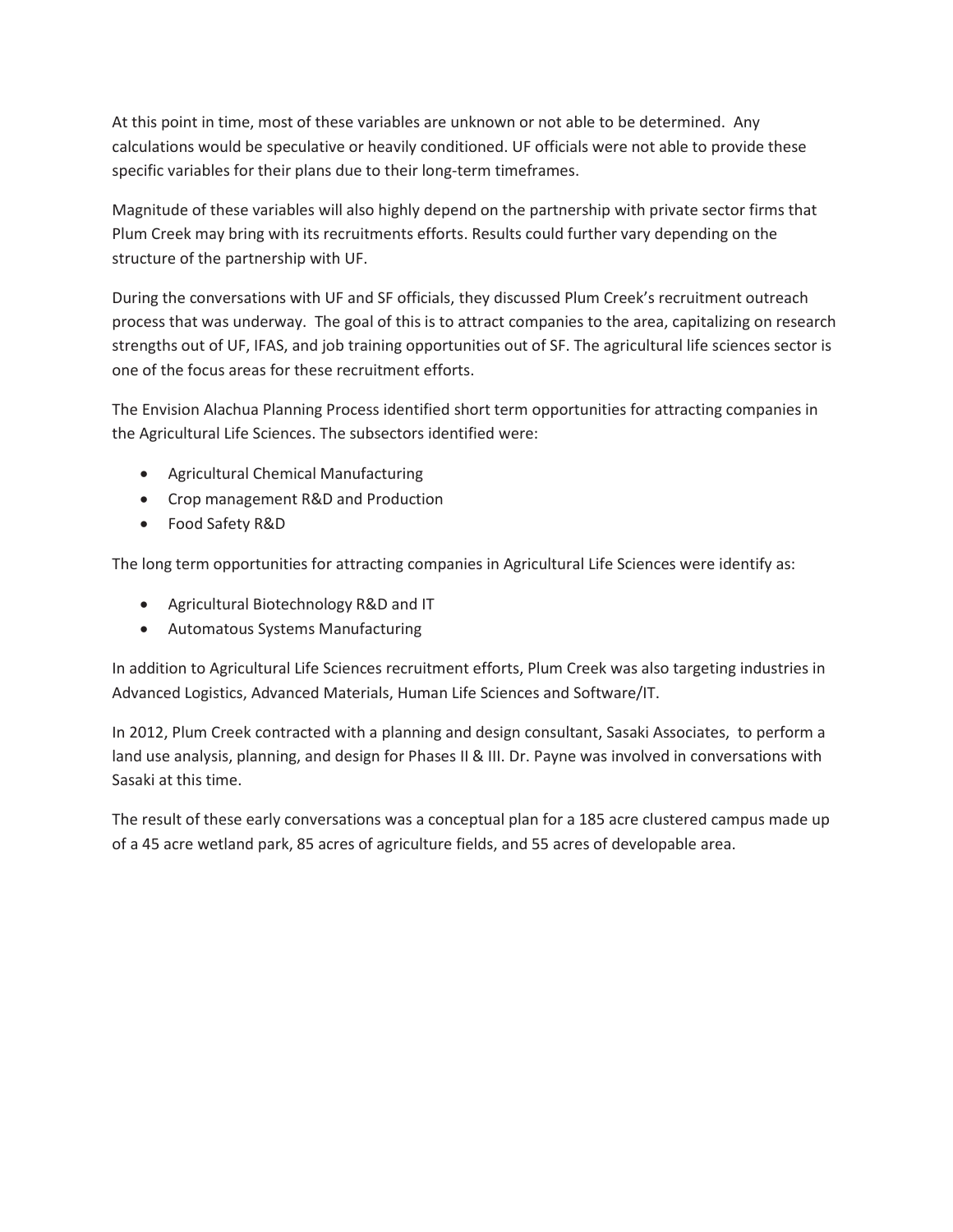At this point in time, most of these variables are unknown or not able to be determined. Any calculations would be speculative or heavily conditioned. UF officials were not able to provide these specific variables for their plans due to their long-term timeframes.

Magnitude of these variables will also highly depend on the partnership with private sector firms that Plum Creek may bring with its recruitments efforts. Results could further vary depending on the structure of the partnership with UF.

During the conversations with UF and SF officials, they discussed Plum Creek's recruitment outreach process that was underway. The goal of this is to attract companies to the area, capitalizing on research strengths out of UF, IFAS, and job training opportunities out of SF. The agricultural life sciences sector is one of the focus areas for these recruitment efforts.

The Envision Alachua Planning Process identified short term opportunities for attracting companies in the Agricultural Life Sciences. The subsectors identified were:

- Agricultural Chemical Manufacturing
- Crop management R&D and Production
- Food Safety R&D

The long term opportunities for attracting companies in Agricultural Life Sciences were identify as:

- Agricultural Biotechnology R&D and IT
- Automatous Systems Manufacturing

In addition to Agricultural Life Sciences recruitment efforts, Plum Creek was also targeting industries in Advanced Logistics, Advanced Materials, Human Life Sciences and Software/IT.

In 2012, Plum Creek contracted with a planning and design consultant, Sasaki Associates, to perform a land use analysis, planning, and design for Phases II & III. Dr. Payne was involved in conversations with Sasaki at this time.

The result of these early conversations was a conceptual plan for a 185 acre clustered campus made up of a 45 acre wetland park, 85 acres of agriculture fields, and 55 acres of developable area.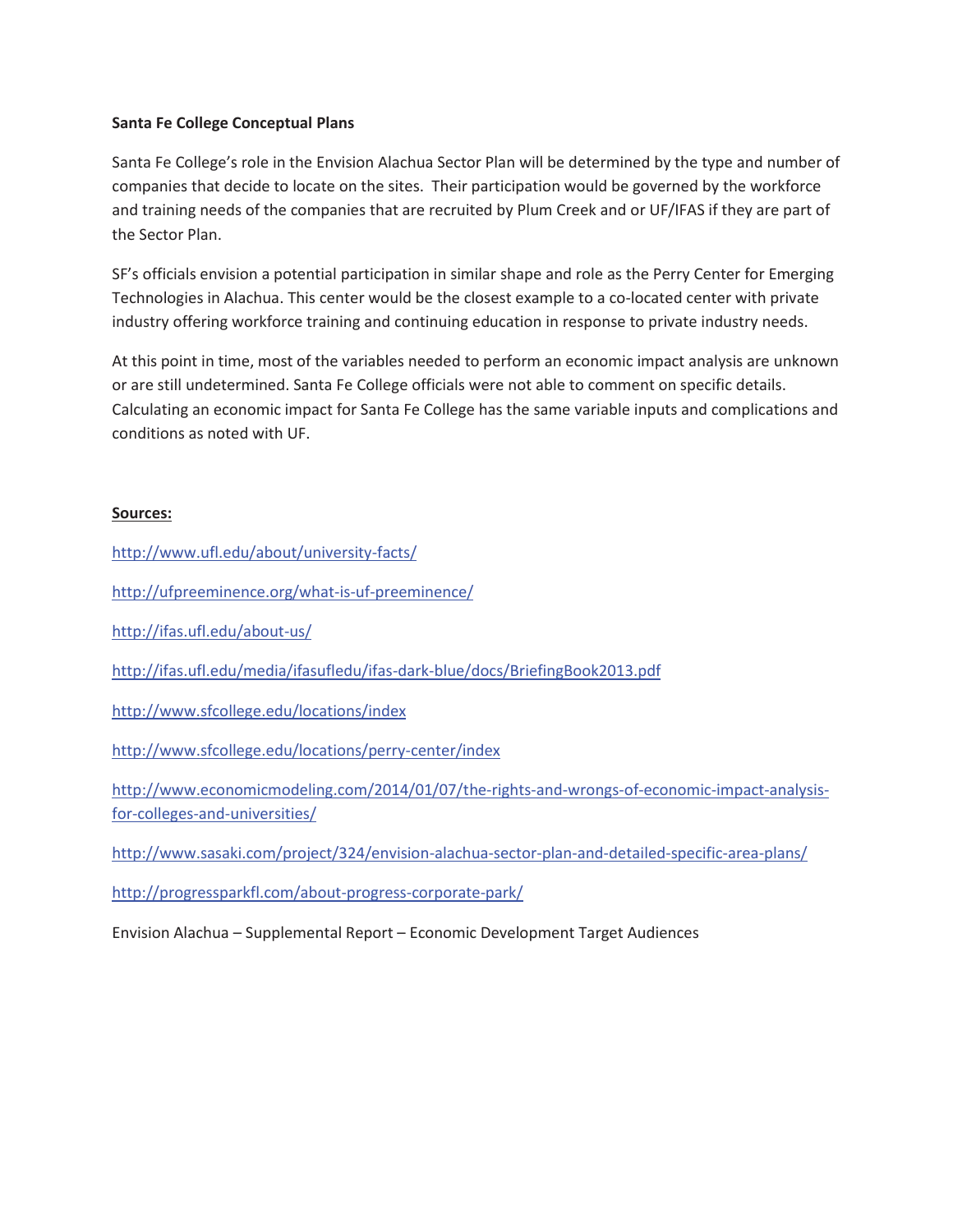**Santa Fe College Conceptual Plans**

Santa Fe College's role in the Envision Alachua Sector Plan will be determined by the type and number of companies that decide to locate on the sites. Their participation would be governed by the workforce and training needs of the companies that are recruited by Plum Creek and or UF/IFAS if they are part of the Sector Plan.

SF's officials envision a potential participation in similar shape and role as the Perry Center for Emerging Technologies in Alachua. This center would be the closest example to a co-located center with private industry offering workforce training and continuing education in response to private industry needs.

At this point in time, most of the variables needed to perform an economic impact analysis are unknown or are still undetermined. Santa Fe College officials were not able to comment on specific details. Calculating an economic impact for Santa Fe College has the same variable inputs and complications and conditions as noted with UF.

**Sources:**

http://www.ufl.edu/about/university-facts/

http://ufpreeminence.org/what-is-uf-preeminence/

http://ifas.ufl.edu/about-us/

http://ifas.ufl.edu/media/ifasufledu/ifas-dark-blue/docs/BriefingBook2013.pdf

http://www.sfcollege.edu/locations/index

http://www.sfcollege.edu/locations/perry-center/index

http://www.economicmodeling.com/2014/01/07/the-rights-and-wrongs-of-economic-impact-analysis-for-colleges-and-universities/

http://www.sasaki.com/project/324/envision-alachua-sector-plan-and-detailed-specific-area-plans/

http://progressparkfl.com/about-progress-corporate-park/

Envision Alachua – Supplemental Report – Economic Development Target Audiences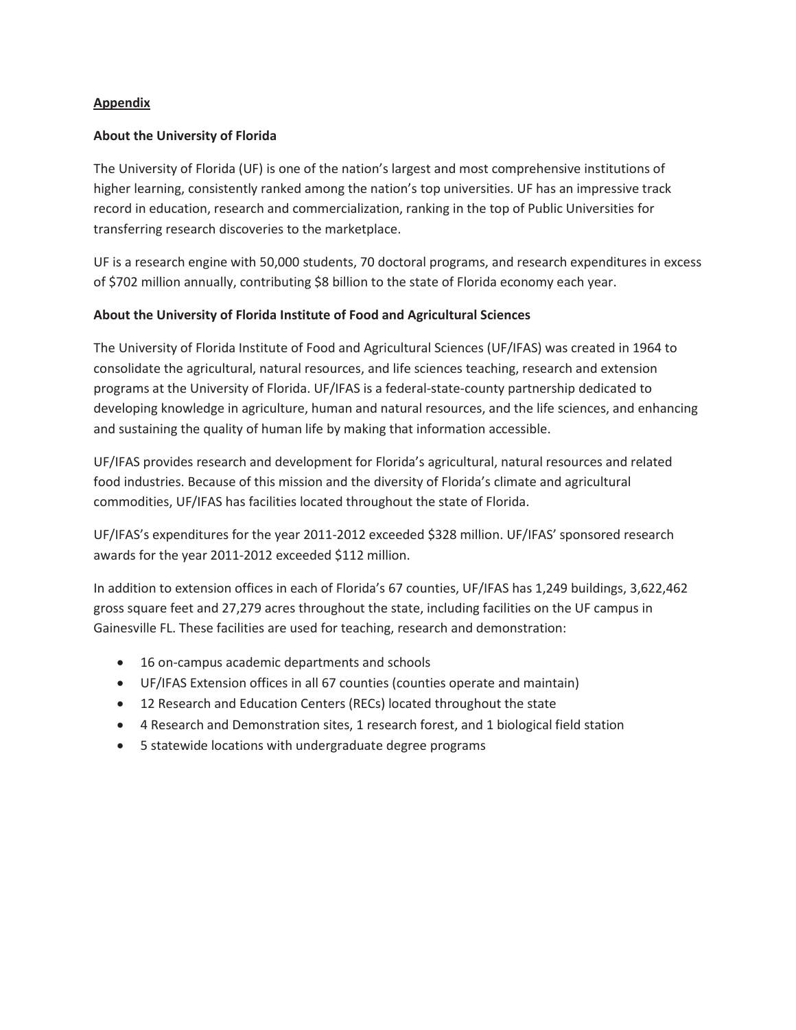## Appendix

### About the University of Florida

The University of Florida (UF) is one of the nation's largest and most comprehensive institutions of higher learning, consistently ranked among the nation's top universities. UF has an impressive track record in education, research and commercialization, ranking in the top of Public Universities for transferring research discoveries to the marketplace.

UF is a research engine with 50,000 students, 70 doctoral programs, and research expenditures in excess of $702 million annually, contributing $8 billion to the state of Florida economy each year.

### About the University of Florida Institute of Food and Agricultural Sciences

The University of Florida Institute of Food and Agricultural Sciences (UF/IFAS) was created in 1964 to consolidate the agricultural, natural resources, and life sciences teaching, research and extension programs at the University of Florida. UF/IFAS is a federal-state-county partnership dedicated to developing knowledge in agriculture, human and natural resources, and the life sciences, and enhancing and sustaining the quality of human life by making that information accessible.

UF/IFAS provides research and development for Florida's agricultural, natural resources and related food industries. Because of this mission and the diversity of Florida's climate and agricultural commodities, UF/IFAS has facilities located throughout the state of Florida.

UF/IFAS's expenditures for the year 2011-2012 exceeded $328 million. UF/IFAS' sponsored research awards for the year 2011-2012 exceeded $112 million.

In addition to extension offices in each of Florida's 67 counties, UF/IFAS has 1,249 buildings, 3,622,462 gross square feet and 27,279 acres throughout the state, including facilities on the UF campus in Gainesville FL. These facilities are used for teaching, research and demonstration:

- 16 on-campus academic departments and schools
- UF/IFAS Extension offices in all 67 counties (counties operate and maintain)
- 12 Research and Education Centers (RECs) located throughout the state
- 4 Research and Demonstration sites, 1 research forest, and 1 biological field station
- 5 statewide locations with undergraduate degree programs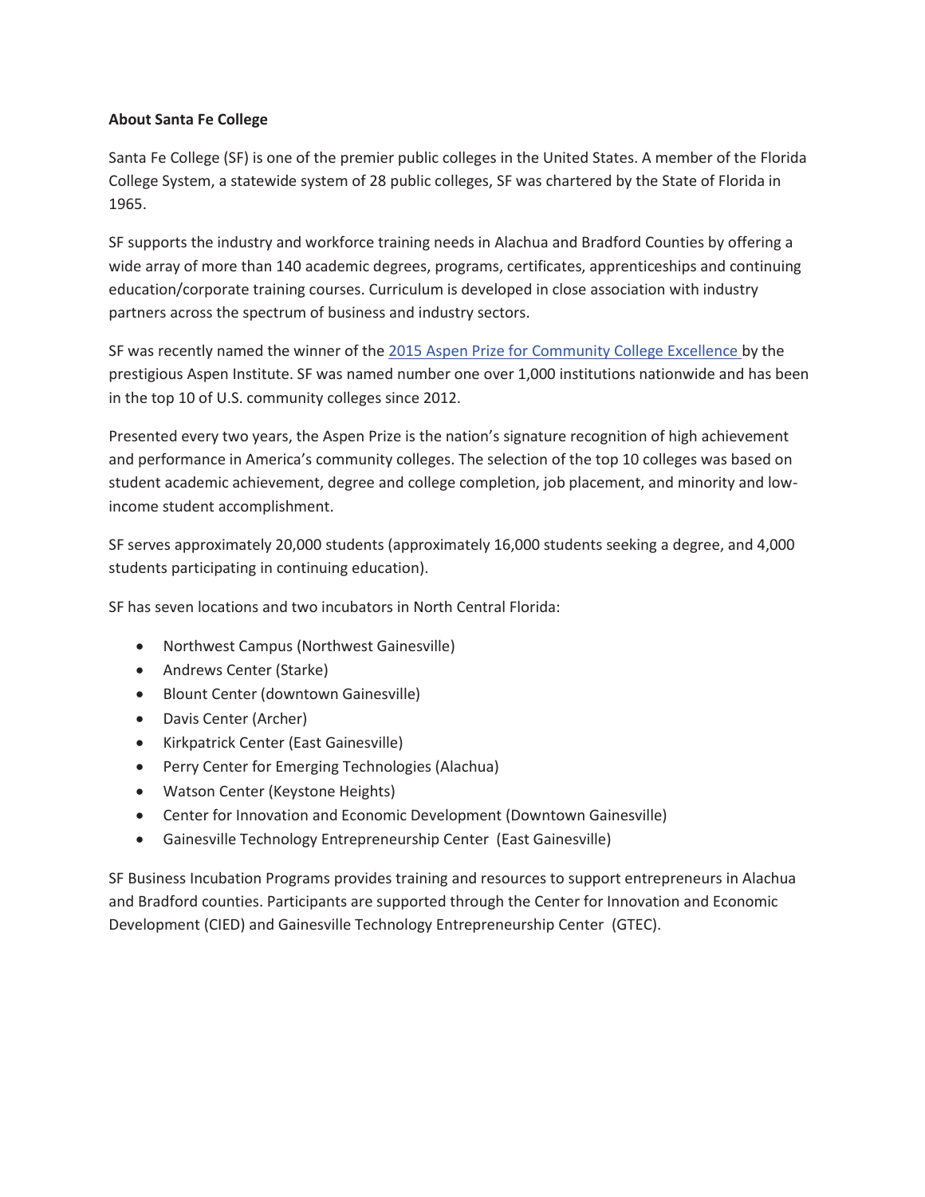**About Santa Fe College**

Santa Fe College (SF) is one of the premier public colleges in the United States. A member of the Florida College System, a statewide system of 28 public colleges, SF was chartered by the State of Florida in 1965.

SF supports the industry and workforce training needs in Alachua and Bradford Counties by offering a wide array of more than 140 academic degrees, programs, certificates, apprenticeships and continuing education/corporate training courses. Curriculum is developed in close association with industry partners across the spectrum of business and industry sectors.

SF was recently named the winner of the 2015 Aspen Prize for Community College Excellence by the prestigious Aspen Institute. SF was named number one over 1,000 institutions nationwide and has been in the top 10 of U.S. community colleges since 2012.

Presented every two years, the Aspen Prize is the nation's signature recognition of high achievement and performance in America's community colleges. The selection of the top 10 colleges was based on student academic achievement, degree and college completion, job placement, and minority and low-income student accomplishment.

SF serves approximately 20,000 students (approximately 16,000 students seeking a degree, and 4,000 students participating in continuing education).

SF has seven locations and two incubators in North Central Florida:

- Northwest Campus (Northwest Gainesville)
- Andrews Center (Starke)
- Blount Center (downtown Gainesville)
- Davis Center (Archer)
- Kirkpatrick Center (East Gainesville)
- Perry Center for Emerging Technologies (Alachua)
- Watson Center (Keystone Heights)
- Center for Innovation and Economic Development (Downtown Gainesville)
- Gainesville Technology Entrepreneurship Center (East Gainesville)

SF Business Incubation Programs provides training and resources to support entrepreneurs in Alachua and Bradford counties. Participants are supported through the Center for Innovation and Economic Development (CIED) and Gainesville Technology Entrepreneurship Center (GTEC).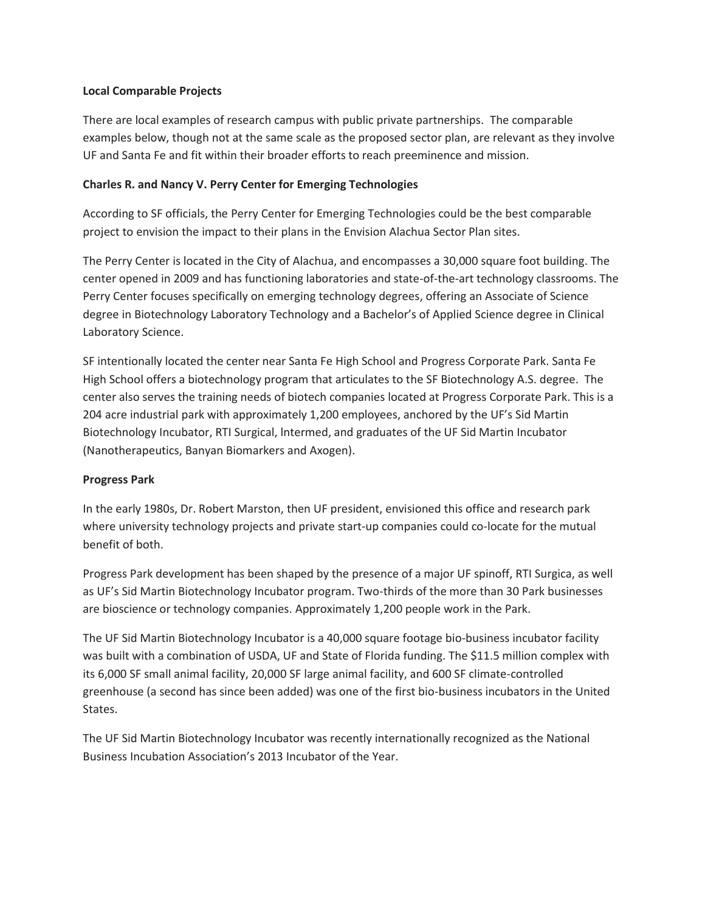**Local Comparable Projects**

There are local examples of research campus with public private partnerships. The comparable examples below, though not at the same scale as the proposed sector plan, are relevant as they involve UF and Santa Fe and fit within their broader efforts to reach preeminence and mission.

**Charles R. and Nancy V. Perry Center for Emerging Technologies**

According to SF officials, the Perry Center for Emerging Technologies could be the best comparable project to envision the impact to their plans in the Envision Alachua Sector Plan sites.

The Perry Center is located in the City of Alachua, and encompasses a 30,000 square foot building. The center opened in 2009 and has functioning laboratories and state-of-the-art technology classrooms. The Perry Center focuses specifically on emerging technology degrees, offering an Associate of Science degree in Biotechnology Laboratory Technology and a Bachelor's of Applied Science degree in Clinical Laboratory Science.

SF intentionally located the center near Santa Fe High School and Progress Corporate Park. Santa Fe High School offers a biotechnology program that articulates to the SF Biotechnology A.S. degree. The center also serves the training needs of biotech companies located at Progress Corporate Park. This is a 204 acre industrial park with approximately 1,200 employees, anchored by the UF's Sid Martin Biotechnology Incubator, RTI Surgical, lntermed, and graduates of the UF Sid Martin Incubator (Nanotherapeutics, Banyan Biomarkers and Axogen).

**Progress Park**

In the early 1980s, Dr. Robert Marston, then UF president, envisioned this office and research park where university technology projects and private start-up companies could co-locate for the mutual benefit of both.

Progress Park development has been shaped by the presence of a major UF spinoff, RTI Surgica, as well as UF's Sid Martin Biotechnology Incubator program. Two-thirds of the more than 30 Park businesses are bioscience or technology companies. Approximately 1,200 people work in the Park.

The UF Sid Martin Biotechnology Incubator is a 40,000 square footage bio-business incubator facility was built with a combination of USDA, UF and State of Florida funding. The $11.5 million complex with its 6,000 SF small animal facility, 20,000 SF large animal facility, and 600 SF climate-controlled greenhouse (a second has since been added) was one of the first bio-business incubators in the United States.

The UF Sid Martin Biotechnology Incubator was recently internationally recognized as the National Business Incubation Association's 2013 Incubator of the Year.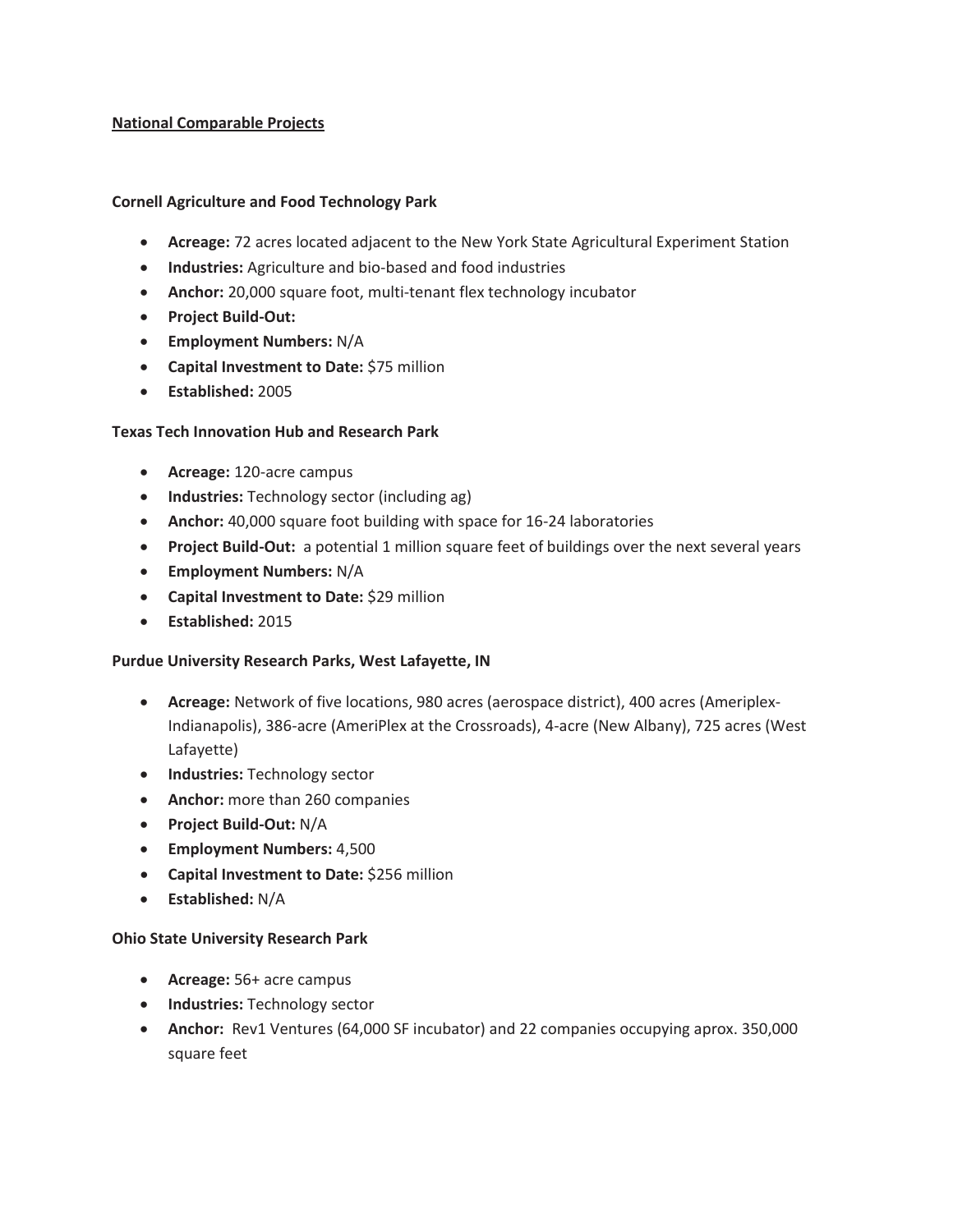## National Comparable Projects

### Cornell Agriculture and Food Technology Park

- **Acreage:** 72 acres located adjacent to the New York State Agricultural Experiment Station
- **Industries:** Agriculture and bio-based and food industries
- **Anchor:** 20,000 square foot, multi-tenant flex technology incubator
- **Project Build-Out:**
- **Employment Numbers:** N/A
- **Capital Investment to Date:** $75 million
- **Established:** 2005

### Texas Tech Innovation Hub and Research Park

- **Acreage:** 120-acre campus
- **Industries:** Technology sector (including ag)
- **Anchor:** 40,000 square foot building with space for 16-24 laboratories
- **Project Build-Out:** a potential 1 million square feet of buildings over the next several years
- **Employment Numbers:** N/A
- **Capital Investment to Date:** $29 million
- **Established:** 2015

### Purdue University Research Parks, West Lafayette, IN

- **Acreage:** Network of five locations, 980 acres (aerospace district), 400 acres (Ameriplex-Indianapolis), 386-acre (AmeriPlex at the Crossroads), 4-acre (New Albany), 725 acres (West Lafayette)
- **Industries:** Technology sector
- **Anchor:** more than 260 companies
- **Project Build-Out:** N/A
- **Employment Numbers:** 4,500
- **Capital Investment to Date:** $256 million
- **Established:** N/A

### Ohio State University Research Park

- **Acreage:** 56+ acre campus
- **Industries:** Technology sector
- **Anchor:** Rev1 Ventures (64,000 SF incubator) and 22 companies occupying aprox. 350,000 square feet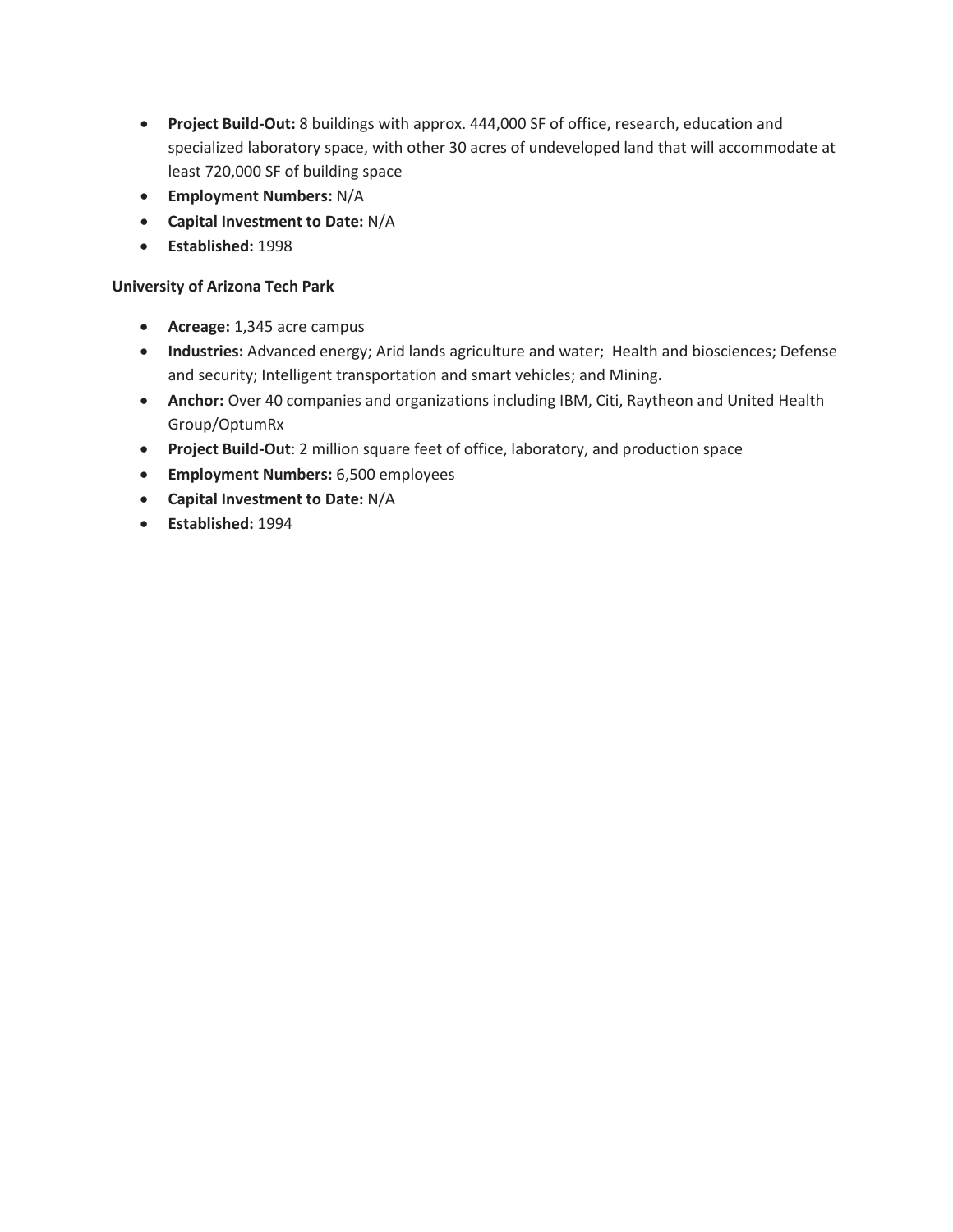- **Project Build-Out:** 8 buildings with approx. 444,000 SF of office, research, education and specialized laboratory space, with other 30 acres of undeveloped land that will accommodate at least 720,000 SF of building space
- **Employment Numbers:** N/A
- **Capital Investment to Date:** N/A
- **Established:** 1998

**University of Arizona Tech Park**

- **Acreage:** 1,345 acre campus
- **Industries:** Advanced energy; Arid lands agriculture and water; Health and biosciences; Defense and security; Intelligent transportation and smart vehicles; and Mining**.**
- **Anchor:** Over 40 companies and organizations including IBM, Citi, Raytheon and United Health Group/OptumRx
- **Project Build-Out**: 2 million square feet of office, laboratory, and production space
- **Employment Numbers:** 6,500 employees
- **Capital Investment to Date:** N/A
- **Established:** 1994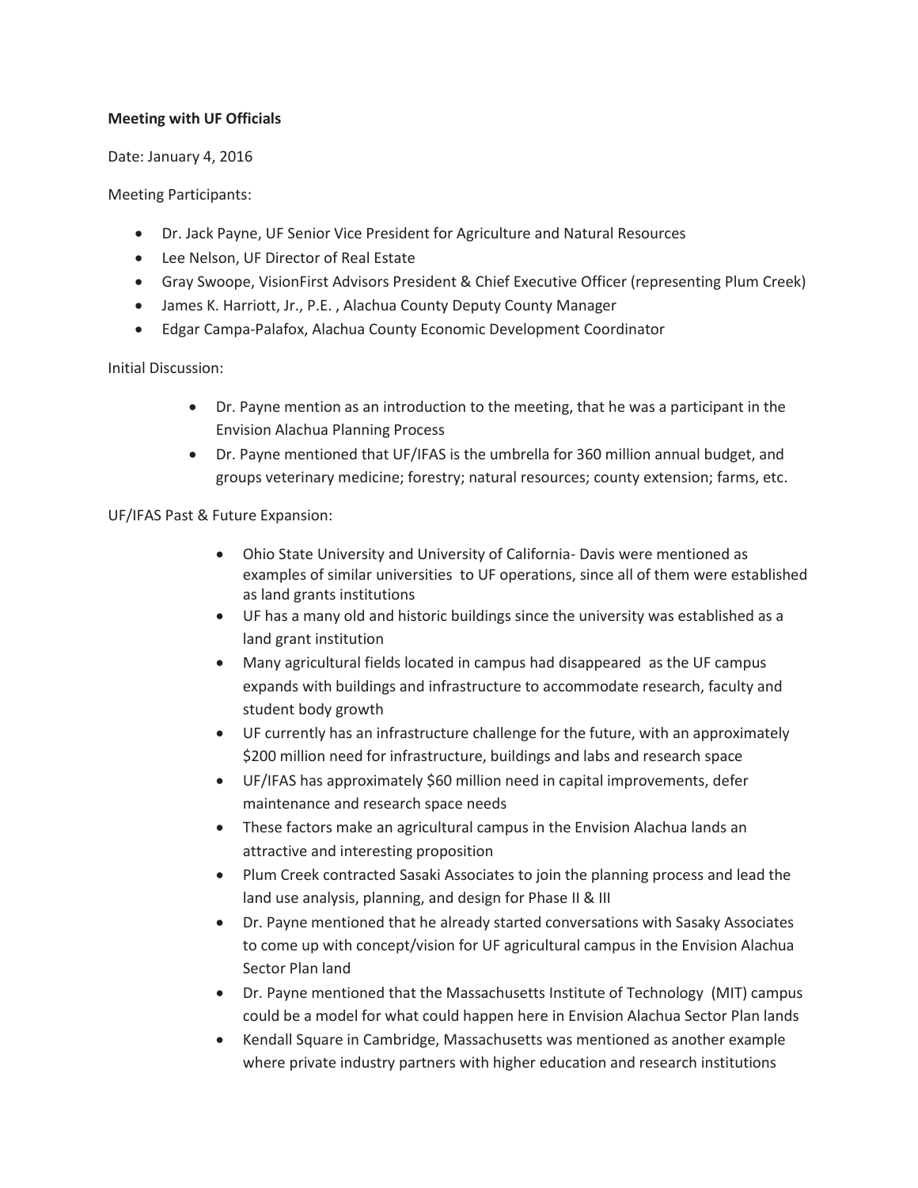**Meeting with UF Officials**

Date: January 4, 2016

Meeting Participants:

- Dr. Jack Payne, UF Senior Vice President for Agriculture and Natural Resources
- Lee Nelson, UF Director of Real Estate
- Gray Swoope, VisionFirst Advisors President & Chief Executive Officer (representing Plum Creek)
- James K. Harriott, Jr., P.E. , Alachua County Deputy County Manager
- Edgar Campa-Palafox, Alachua County Economic Development Coordinator

Initial Discussion:

- Dr. Payne mention as an introduction to the meeting, that he was a participant in the Envision Alachua Planning Process
- Dr. Payne mentioned that UF/IFAS is the umbrella for 360 million annual budget, and groups veterinary medicine; forestry; natural resources; county extension; farms, etc.

UF/IFAS Past & Future Expansion:

- Ohio State University and University of California- Davis were mentioned as examples of similar universities to UF operations, since all of them were established as land grants institutions
- UF has a many old and historic buildings since the university was established as a land grant institution
- Many agricultural fields located in campus had disappeared as the UF campus expands with buildings and infrastructure to accommodate research, faculty and student body growth
- UF currently has an infrastructure challenge for the future, with an approximately \$200 million need for infrastructure, buildings and labs and research space
- UF/IFAS has approximately \$60 million need in capital improvements, defer maintenance and research space needs
- These factors make an agricultural campus in the Envision Alachua lands an attractive and interesting proposition
- Plum Creek contracted Sasaki Associates to join the planning process and lead the land use analysis, planning, and design for Phase II & III
- Dr. Payne mentioned that he already started conversations with Sasaky Associates to come up with concept/vision for UF agricultural campus in the Envision Alachua Sector Plan land
- Dr. Payne mentioned that the Massachusetts Institute of Technology (MIT) campus could be a model for what could happen here in Envision Alachua Sector Plan lands
- Kendall Square in Cambridge, Massachusetts was mentioned as another example where private industry partners with higher education and research institutions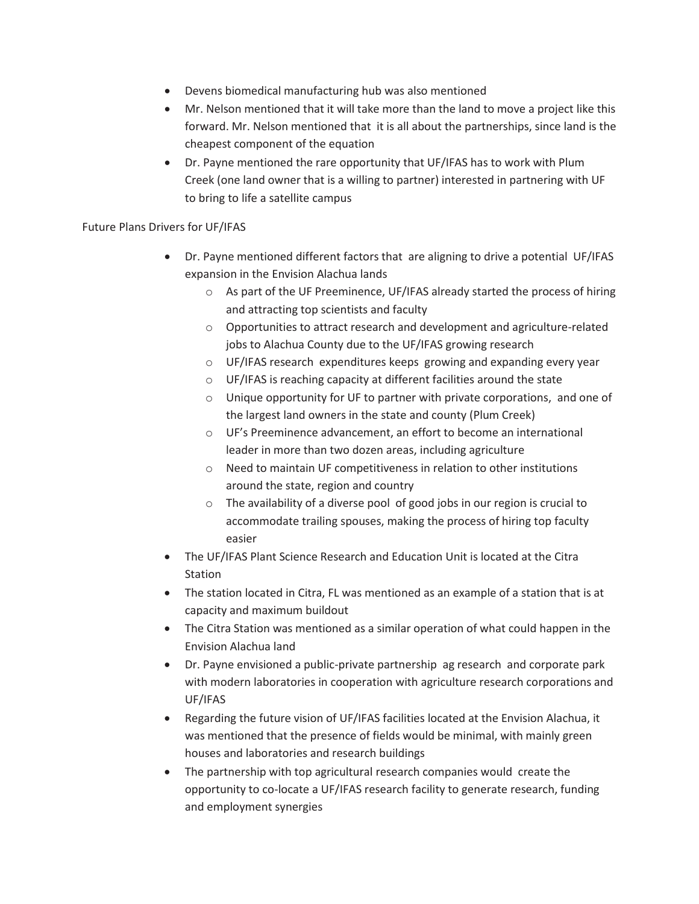- Devens biomedical manufacturing hub was also mentioned
- Mr. Nelson mentioned that it will take more than the land to move a project like this forward. Mr. Nelson mentioned that it is all about the partnerships, since land is the cheapest component of the equation
- Dr. Payne mentioned the rare opportunity that UF/IFAS has to work with Plum Creek (one land owner that is a willing to partner) interested in partnering with UF to bring to life a satellite campus

Future Plans Drivers for UF/IFAS

- Dr. Payne mentioned different factors that are aligning to drive a potential UF/IFAS expansion in the Envision Alachua lands
    - As part of the UF Preeminence, UF/IFAS already started the process of hiring and attracting top scientists and faculty
    - Opportunities to attract research and development and agriculture-related jobs to Alachua County due to the UF/IFAS growing research
    - UF/IFAS research expenditures keeps growing and expanding every year
    - UF/IFAS is reaching capacity at different facilities around the state
    - Unique opportunity for UF to partner with private corporations, and one of the largest land owners in the state and county (Plum Creek)
    - UF's Preeminence advancement, an effort to become an international leader in more than two dozen areas, including agriculture
    - Need to maintain UF competitiveness in relation to other institutions around the state, region and country
    - The availability of a diverse pool of good jobs in our region is crucial to accommodate trailing spouses, making the process of hiring top faculty easier
- The UF/IFAS Plant Science Research and Education Unit is located at the Citra Station
- The station located in Citra, FL was mentioned as an example of a station that is at capacity and maximum buildout
- The Citra Station was mentioned as a similar operation of what could happen in the Envision Alachua land
- Dr. Payne envisioned a public-private partnership ag research and corporate park with modern laboratories in cooperation with agriculture research corporations and UF/IFAS
- Regarding the future vision of UF/IFAS facilities located at the Envision Alachua, it was mentioned that the presence of fields would be minimal, with mainly green houses and laboratories and research buildings
- The partnership with top agricultural research companies would create the opportunity to co-locate a UF/IFAS research facility to generate research, funding and employment synergies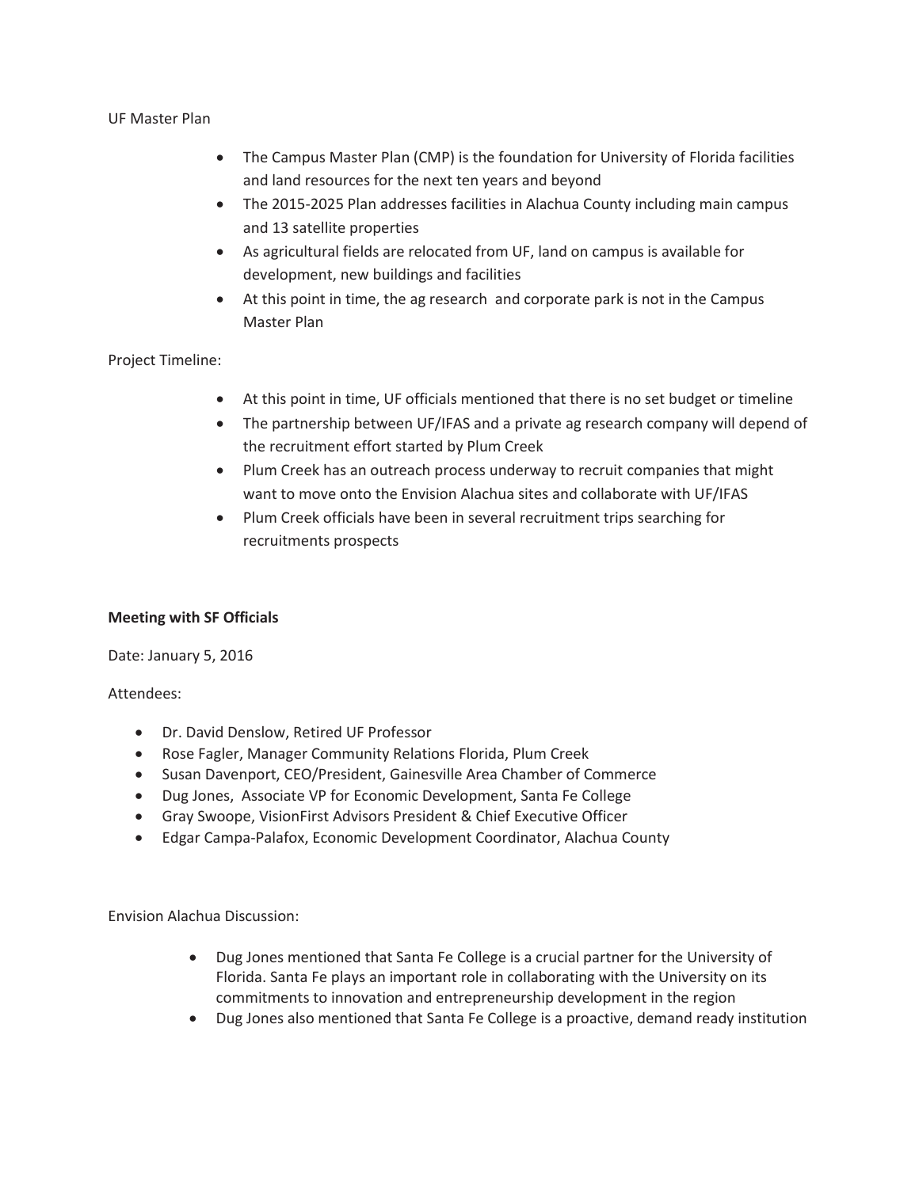UF Master Plan

- The Campus Master Plan (CMP) is the foundation for University of Florida facilities and land resources for the next ten years and beyond
- The 2015-2025 Plan addresses facilities in Alachua County including main campus and 13 satellite properties
- As agricultural fields are relocated from UF, land on campus is available for development, new buildings and facilities
- At this point in time, the ag research and corporate park is not in the Campus Master Plan

Project Timeline:

- At this point in time, UF officials mentioned that there is no set budget or timeline
- The partnership between UF/IFAS and a private ag research company will depend of the recruitment effort started by Plum Creek
- Plum Creek has an outreach process underway to recruit companies that might want to move onto the Envision Alachua sites and collaborate with UF/IFAS
- Plum Creek officials have been in several recruitment trips searching for recruitments prospects

**Meeting with SF Officials**

Date: January 5, 2016

Attendees:

- Dr. David Denslow, Retired UF Professor
- Rose Fagler, Manager Community Relations Florida, Plum Creek
- Susan Davenport, CEO/President, Gainesville Area Chamber of Commerce
- Dug Jones, Associate VP for Economic Development, Santa Fe College
- Gray Swoope, VisionFirst Advisors President & Chief Executive Officer
- Edgar Campa-Palafox, Economic Development Coordinator, Alachua County

Envision Alachua Discussion:

- Dug Jones mentioned that Santa Fe College is a crucial partner for the University of Florida. Santa Fe plays an important role in collaborating with the University on its commitments to innovation and entrepreneurship development in the region
- Dug Jones also mentioned that Santa Fe College is a proactive, demand ready institution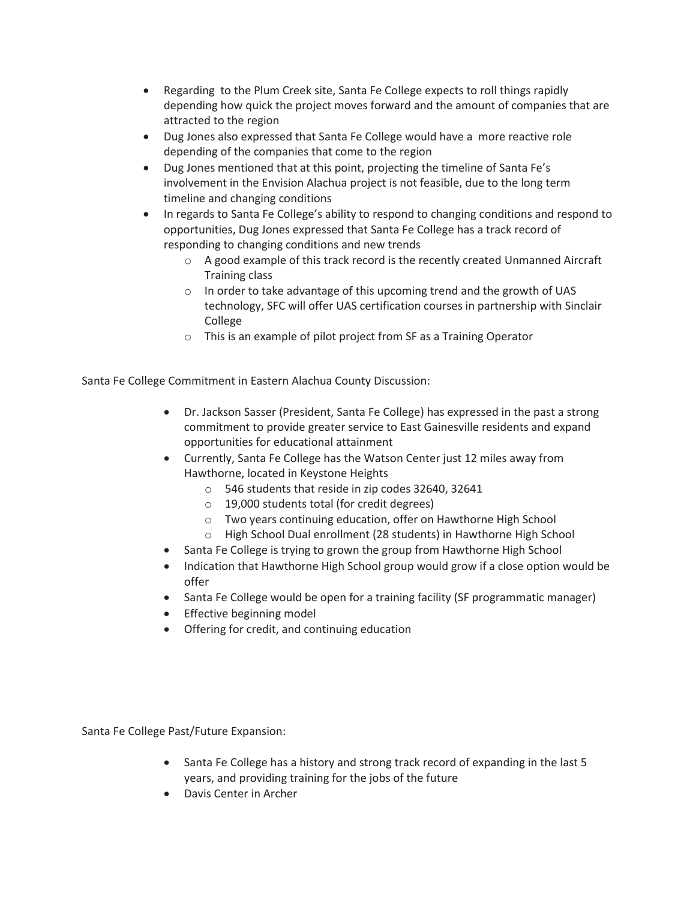- Regarding to the Plum Creek site, Santa Fe College expects to roll things rapidly depending how quick the project moves forward and the amount of companies that are attracted to the region
- Dug Jones also expressed that Santa Fe College would have a more reactive role depending of the companies that come to the region
- Dug Jones mentioned that at this point, projecting the timeline of Santa Fe's involvement in the Envision Alachua project is not feasible, due to the long term timeline and changing conditions
- In regards to Santa Fe College's ability to respond to changing conditions and respond to opportunities, Dug Jones expressed that Santa Fe College has a track record of responding to changing conditions and new trends
  - A good example of this track record is the recently created Unmanned Aircraft Training class
  - In order to take advantage of this upcoming trend and the growth of UAS technology, SFC will offer UAS certification courses in partnership with Sinclair College
  - This is an example of pilot project from SF as a Training Operator

Santa Fe College Commitment in Eastern Alachua County Discussion:

- Dr. Jackson Sasser (President, Santa Fe College) has expressed in the past a strong commitment to provide greater service to East Gainesville residents and expand opportunities for educational attainment
- Currently, Santa Fe College has the Watson Center just 12 miles away from Hawthorne, located in Keystone Heights
  - 546 students that reside in zip codes 32640, 32641
  - 19,000 students total (for credit degrees)
  - Two years continuing education, offer on Hawthorne High School
  - High School Dual enrollment (28 students) in Hawthorne High School
- Santa Fe College is trying to grown the group from Hawthorne High School
- Indication that Hawthorne High School group would grow if a close option would be offer
- Santa Fe College would be open for a training facility (SF programmatic manager)
- Effective beginning model
- Offering for credit, and continuing education

Santa Fe College Past/Future Expansion:

- Santa Fe College has a history and strong track record of expanding in the last 5 years, and providing training for the jobs of the future
- Davis Center in Archer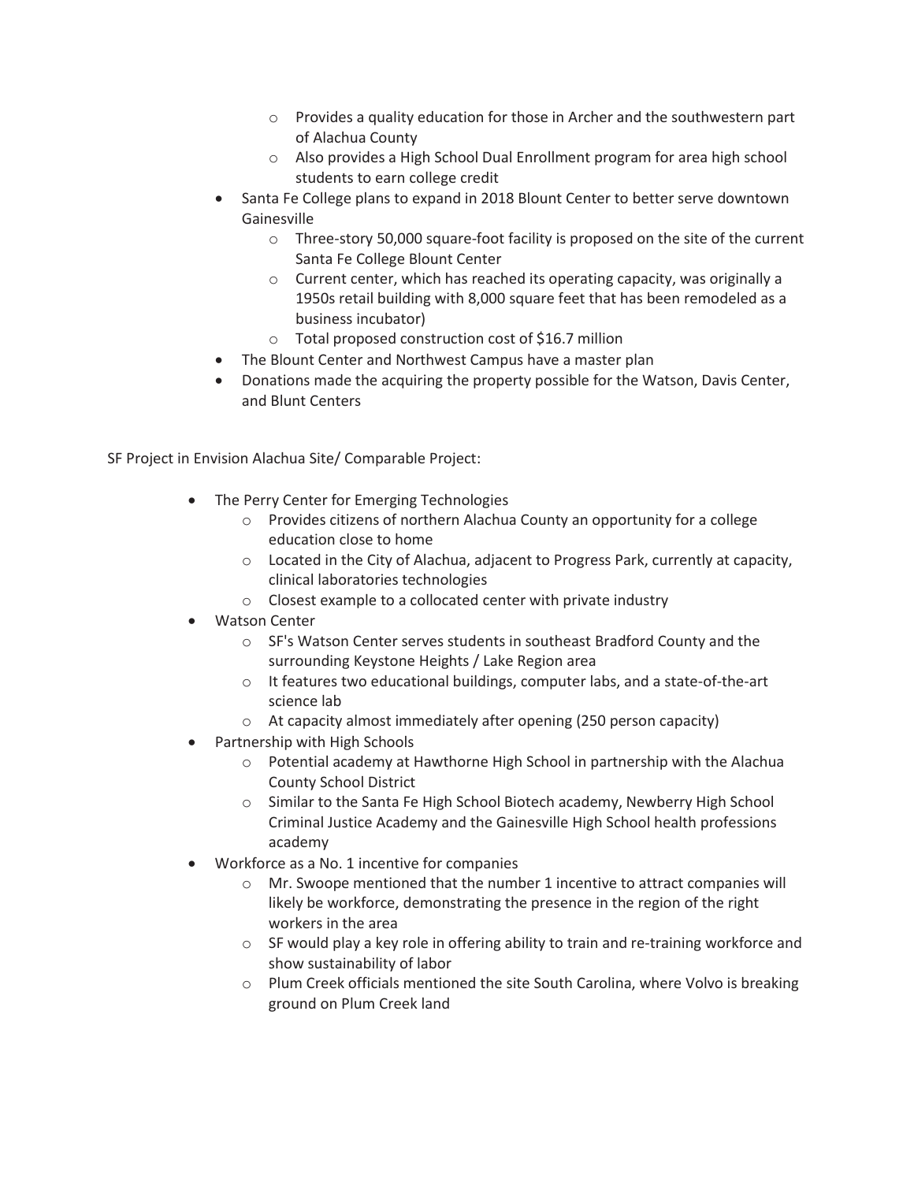- Provides a quality education for those in Archer and the southwestern part of Alachua County
  - Also provides a High School Dual Enrollment program for area high school students to earn college credit
- Santa Fe College plans to expand in 2018 Blount Center to better serve downtown Gainesville
  - Three-story 50,000 square-foot facility is proposed on the site of the current Santa Fe College Blount Center
  - Current center, which has reached its operating capacity, was originally a 1950s retail building with 8,000 square feet that has been remodeled as a business incubator)
  - Total proposed construction cost of $16.7 million
- The Blount Center and Northwest Campus have a master plan
- Donations made the acquiring the property possible for the Watson, Davis Center, and Blunt Centers

SF Project in Envision Alachua Site/ Comparable Project:

- The Perry Center for Emerging Technologies
  - Provides citizens of northern Alachua County an opportunity for a college education close to home
  - Located in the City of Alachua, adjacent to Progress Park, currently at capacity, clinical laboratories technologies
  - Closest example to a collocated center with private industry
- Watson Center
  - SF's Watson Center serves students in southeast Bradford County and the surrounding Keystone Heights / Lake Region area
  - It features two educational buildings, computer labs, and a state-of-the-art science lab
  - At capacity almost immediately after opening (250 person capacity)
- Partnership with High Schools
  - Potential academy at Hawthorne High School in partnership with the Alachua County School District
  - Similar to the Santa Fe High School Biotech academy, Newberry High School Criminal Justice Academy and the Gainesville High School health professions academy
- Workforce as a No. 1 incentive for companies
  - Mr. Swoope mentioned that the number 1 incentive to attract companies will likely be workforce, demonstrating the presence in the region of the right workers in the area
  - SF would play a key role in offering ability to train and re-training workforce and show sustainability of labor
  - Plum Creek officials mentioned the site South Carolina, where Volvo is breaking ground on Plum Creek land